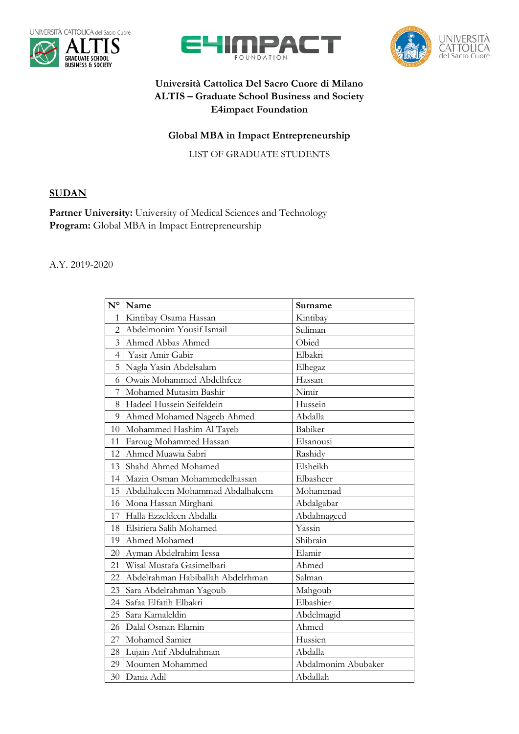**Università Cattolica Del Sacro Cuore di Milano**
**ALTIS – Graduate School Business and Society**
**E4impact Foundation**

## Global MBA in Impact Entrepreneurship

LIST OF GRADUATE STUDENTS

**SUDAN**

**Partner University:** University of Medical Sciences and Technology
**Program:** Global MBA in Impact Entrepreneurship

A.Y. 2019-2020

| N° | Name | Surname |
|---|---|---|
| 1 | Kintibay Osama Hassan | Kintibay |
| 2 | Abdelmonim Yousif Ismail | Suliman |
| 3 | Ahmed Abbas Ahmed | Obied |
| 4 | Yasir Amir Gabir | Elbakri |
| 5 | Nagla Yasin Abdelsalam | Elhegaz |
| 6 | Owais Mohammed Abdelhfeez | Hassan |
| 7 | Mohamed Mutasim Bashir | Nimir |
| 8 | Hadeel Hussein Seifeldein | Hussein |
| 9 | Ahmed Mohamed Nageeb Ahmed | Abdalla |
| 10 | Mohammed Hashim Al Tayeb | Babiker |
| 11 | Faroug Mohammed Hassan | Elsanousi |
| 12 | Ahmed Muawia Sabri | Rashidy |
| 13 | Shahd Ahmed Mohamed | Elsheikh |
| 14 | Mazin Osman Mohammedelhassan | Elbasheer |
| 15 | Abdalhaleem Mohammad Abdalhaleem | Mohammad |
| 16 | Mona Hassan Mirghani | Abdalgabar |
| 17 | Halla Ezzeldeen Abdalla | Abdalmageed |
| 18 | Elsiriera Salih Mohamed | Yassin |
| 19 | Ahmed Mohamed | Shibrain |
| 20 | Ayman Abdelrahim Iessa | Elamir |
| 21 | Wisal Mustafa Gasimelbari | Ahmed |
| 22 | Abdelrahman Habiballah Abdelrhman | Salman |
| 23 | Sara Abdelrahman Yagoub | Mahgoub |
| 24 | Safaa Elfatih Elbakri | Elbashier |
| 25 | Sara Kamaleldin | Abdelmagid |
| 26 | Dalal Osman Elamin | Ahmed |
| 27 | Mohamed Samier | Hussien |
| 28 | Lujain Atif Abdulrahman | Abdalla |
| 29 | Moumen Mohammed | Abdalmonim Abubaker |
| 30 | Dania Adil | Abdallah |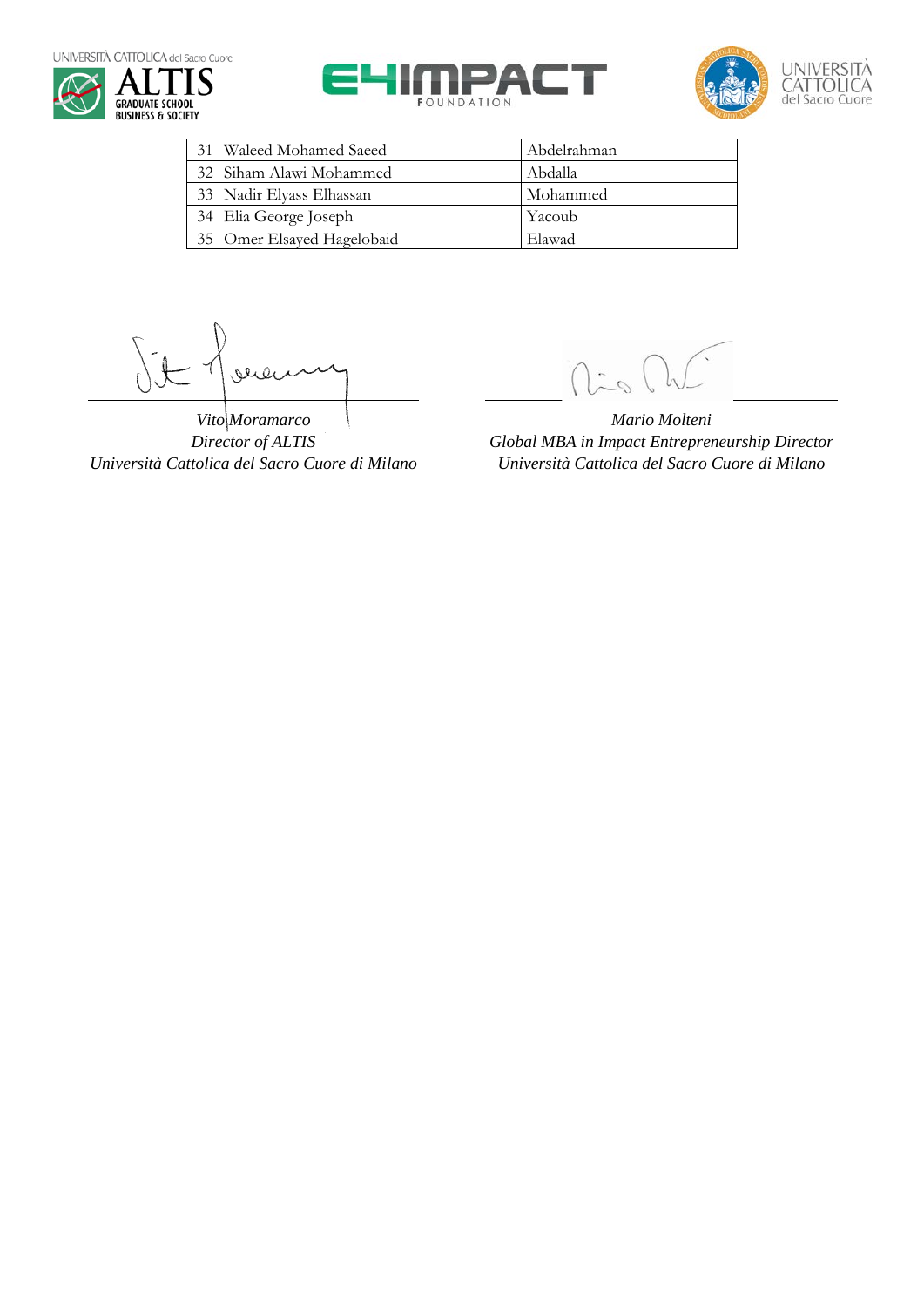| | | |
|---|---|---|
| 31 | Waleed Mohamed Saeed | Abdelrahman |
| 32 | Siham Alawi Mohammed | Abdalla |
| 33 | Nadir Elyass Elhassan | Mohammed |
| 34 | Elia George Joseph | Yacoub |
| 35 | Omer Elsayed Hagelobaid | Elawad |

*Vito Moramarco*
*Director of ALTIS*
*Università Cattolica del Sacro Cuore di Milano*

*Mario Molteni*
*Global MBA in Impact Entrepreneurship Director*
*Università Cattolica del Sacro Cuore di Milano*